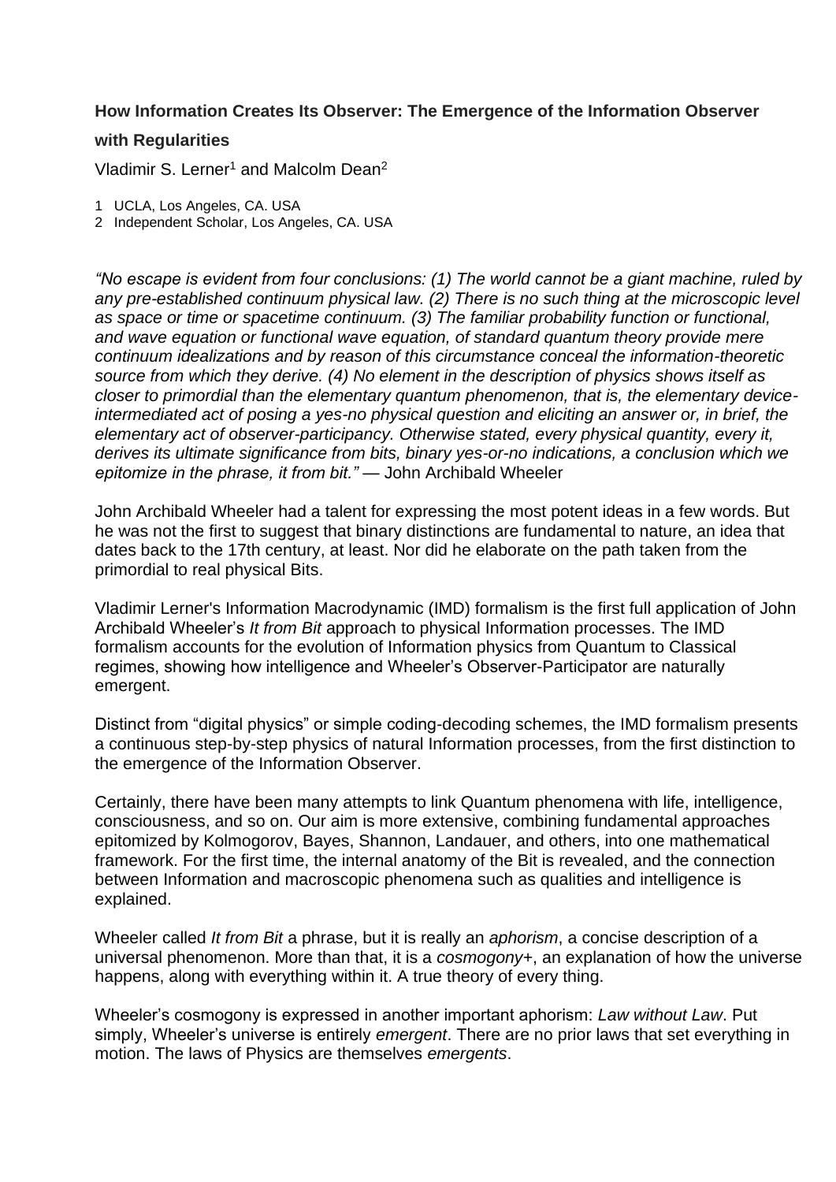**How Information Creates Its Observer: The Emergence of the Information Observer with Regularities**

Vladimir S. Lerner[1] and Malcolm Dean[2]

1 UCLA, Los Angeles, CA. USA
2 Independent Scholar, Los Angeles, CA. USA

*"No escape is evident from four conclusions: (1) The world cannot be a giant machine, ruled by any pre-established continuum physical law. (2) There is no such thing at the microscopic level as space or time or spacetime continuum. (3) The familiar probability function or functional, and wave equation or functional wave equation, of standard quantum theory provide mere continuum idealizations and by reason of this circumstance conceal the information-theoretic source from which they derive. (4) No element in the description of physics shows itself as closer to primordial than the elementary quantum phenomenon, that is, the elementary device-intermediated act of posing a yes-no physical question and eliciting an answer or, in brief, the elementary act of observer-participancy. Otherwise stated, every physical quantity, every it, derives its ultimate significance from bits, binary yes-or-no indications, a conclusion which we epitomize in the phrase, it from bit."* — John Archibald Wheeler

John Archibald Wheeler had a talent for expressing the most potent ideas in a few words. But he was not the first to suggest that binary distinctions are fundamental to nature, an idea that dates back to the 17th century, at least. Nor did he elaborate on the path taken from the primordial to real physical Bits.

Vladimir Lerner's Information Macrodynamic (IMD) formalism is the first full application of John Archibald Wheeler's *It from Bit* approach to physical Information processes. The IMD formalism accounts for the evolution of Information physics from Quantum to Classical regimes, showing how intelligence and Wheeler's Observer-Participator are naturally emergent.

Distinct from "digital physics" or simple coding-decoding schemes, the IMD formalism presents a continuous step-by-step physics of natural Information processes, from the first distinction to the emergence of the Information Observer.

Certainly, there have been many attempts to link Quantum phenomena with life, intelligence, consciousness, and so on. Our aim is more extensive, combining fundamental approaches epitomized by Kolmogorov, Bayes, Shannon, Landauer, and others, into one mathematical framework. For the first time, the internal anatomy of the Bit is revealed, and the connection between Information and macroscopic phenomena such as qualities and intelligence is explained.

Wheeler called *It from Bit* a phrase, but it is really an *aphorism*, a concise description of a universal phenomenon. More than that, it is a *cosmogony*+, an explanation of how the universe happens, along with everything within it. A true theory of every thing.

Wheeler's cosmogony is expressed in another important aphorism: *Law without Law*. Put simply, Wheeler's universe is entirely *emergent*. There are no prior laws that set everything in motion. The laws of Physics are themselves *emergents*.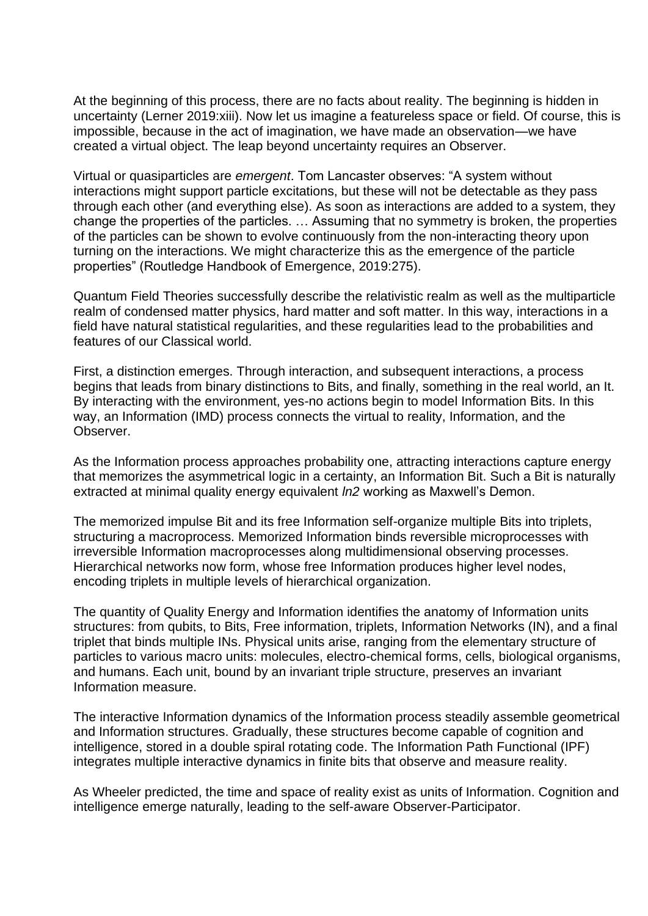At the beginning of this process, there are no facts about reality. The beginning is hidden in uncertainty (Lerner 2019:xiii). Now let us imagine a featureless space or field. Of course, this is impossible, because in the act of imagination, we have made an observation—we have created a virtual object. The leap beyond uncertainty requires an Observer.

Virtual or quasiparticles are *emergent*. Tom Lancaster observes: "A system without interactions might support particle excitations, but these will not be detectable as they pass through each other (and everything else). As soon as interactions are added to a system, they change the properties of the particles. … Assuming that no symmetry is broken, the properties of the particles can be shown to evolve continuously from the non-interacting theory upon turning on the interactions. We might characterize this as the emergence of the particle properties" (Routledge Handbook of Emergence, 2019:275).

Quantum Field Theories successfully describe the relativistic realm as well as the multiparticle realm of condensed matter physics, hard matter and soft matter. In this way, interactions in a field have natural statistical regularities, and these regularities lead to the probabilities and features of our Classical world.

First, a distinction emerges. Through interaction, and subsequent interactions, a process begins that leads from binary distinctions to Bits, and finally, something in the real world, an It. By interacting with the environment, yes-no actions begin to model Information Bits. In this way, an Information (IMD) process connects the virtual to reality, Information, and the Observer.

As the Information process approaches probability one, attracting interactions capture energy that memorizes the asymmetrical logic in a certainty, an Information Bit. Such a Bit is naturally extracted at minimal quality energy equivalent *ln2* working as Maxwell's Demon.

The memorized impulse Bit and its free Information self-organize multiple Bits into triplets, structuring a macroprocess. Memorized Information binds reversible microprocesses with irreversible Information macroprocesses along multidimensional observing processes. Hierarchical networks now form, whose free Information produces higher level nodes, encoding triplets in multiple levels of hierarchical organization.

The quantity of Quality Energy and Information identifies the anatomy of Information units structures: from qubits, to Bits, Free information, triplets, Information Networks (IN), and a final triplet that binds multiple INs. Physical units arise, ranging from the elementary structure of particles to various macro units: molecules, electro-chemical forms, cells, biological organisms, and humans. Each unit, bound by an invariant triple structure, preserves an invariant Information measure.

The interactive Information dynamics of the Information process steadily assemble geometrical and Information structures. Gradually, these structures become capable of cognition and intelligence, stored in a double spiral rotating code. The Information Path Functional (IPF) integrates multiple interactive dynamics in finite bits that observe and measure reality.

As Wheeler predicted, the time and space of reality exist as units of Information. Cognition and intelligence emerge naturally, leading to the self-aware Observer-Participator.